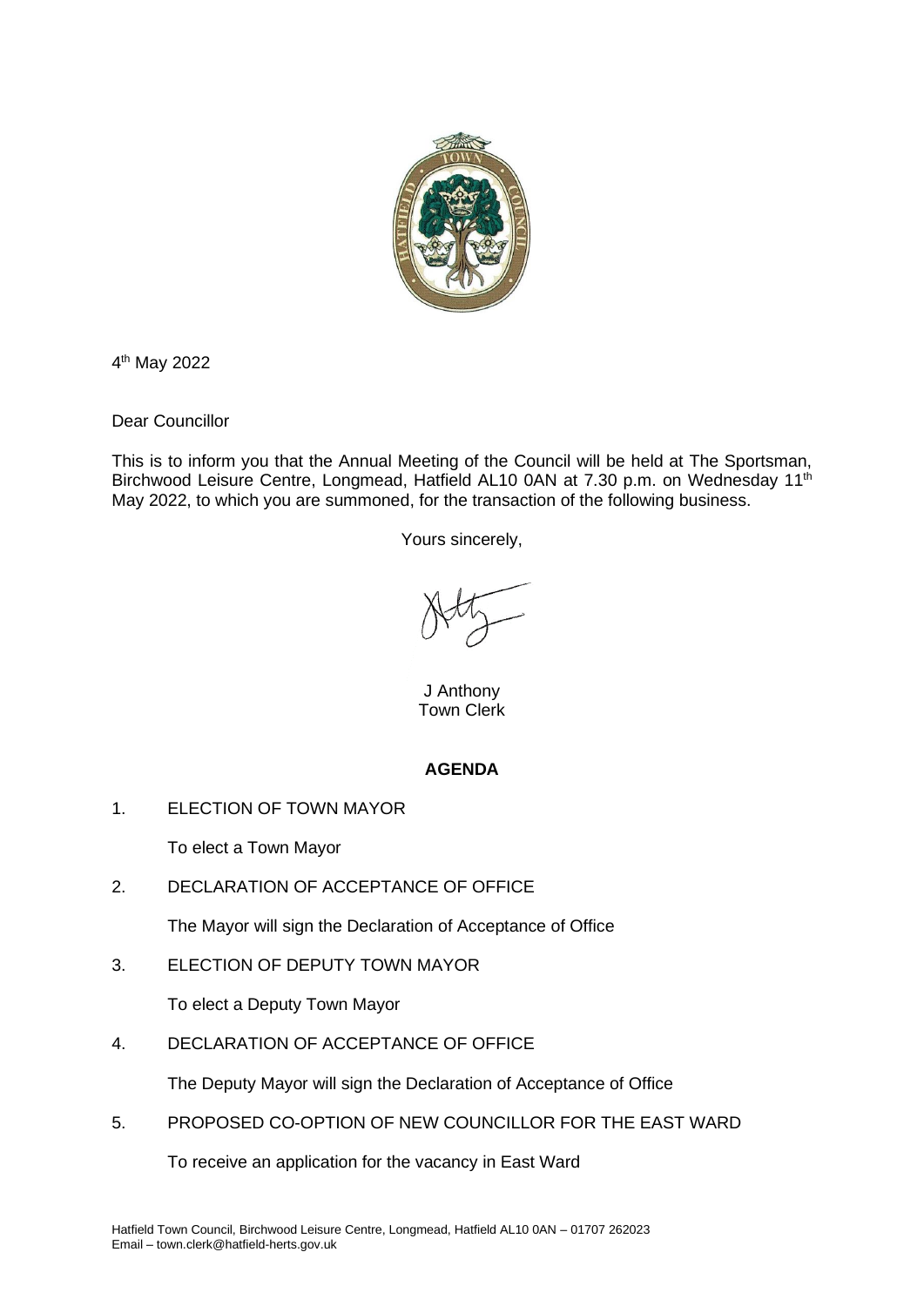4th May 2022

Dear Councillor

This is to inform you that the Annual Meeting of the Council will be held at The Sportsman, Birchwood Leisure Centre, Longmead, Hatfield AL10 0AN at 7.30 p.m. on Wednesday 11th May 2022, to which you are summoned, for the transaction of the following business.

Yours sincerely,

J Anthony
Town Clerk

## AGENDA

1. ELECTION OF TOWN MAYOR

   To elect a Town Mayor

2. DECLARATION OF ACCEPTANCE OF OFFICE

   The Mayor will sign the Declaration of Acceptance of Office

3. ELECTION OF DEPUTY TOWN MAYOR

   To elect a Deputy Town Mayor

4. DECLARATION OF ACCEPTANCE OF OFFICE

   The Deputy Mayor will sign the Declaration of Acceptance of Office

5. PROPOSED CO-OPTION OF NEW COUNCILLOR FOR THE EAST WARD

   To receive an application for the vacancy in East Ward

Hatfield Town Council, Birchwood Leisure Centre, Longmead, Hatfield AL10 0AN – 01707 262023
Email – town.clerk@hatfield-herts.gov.uk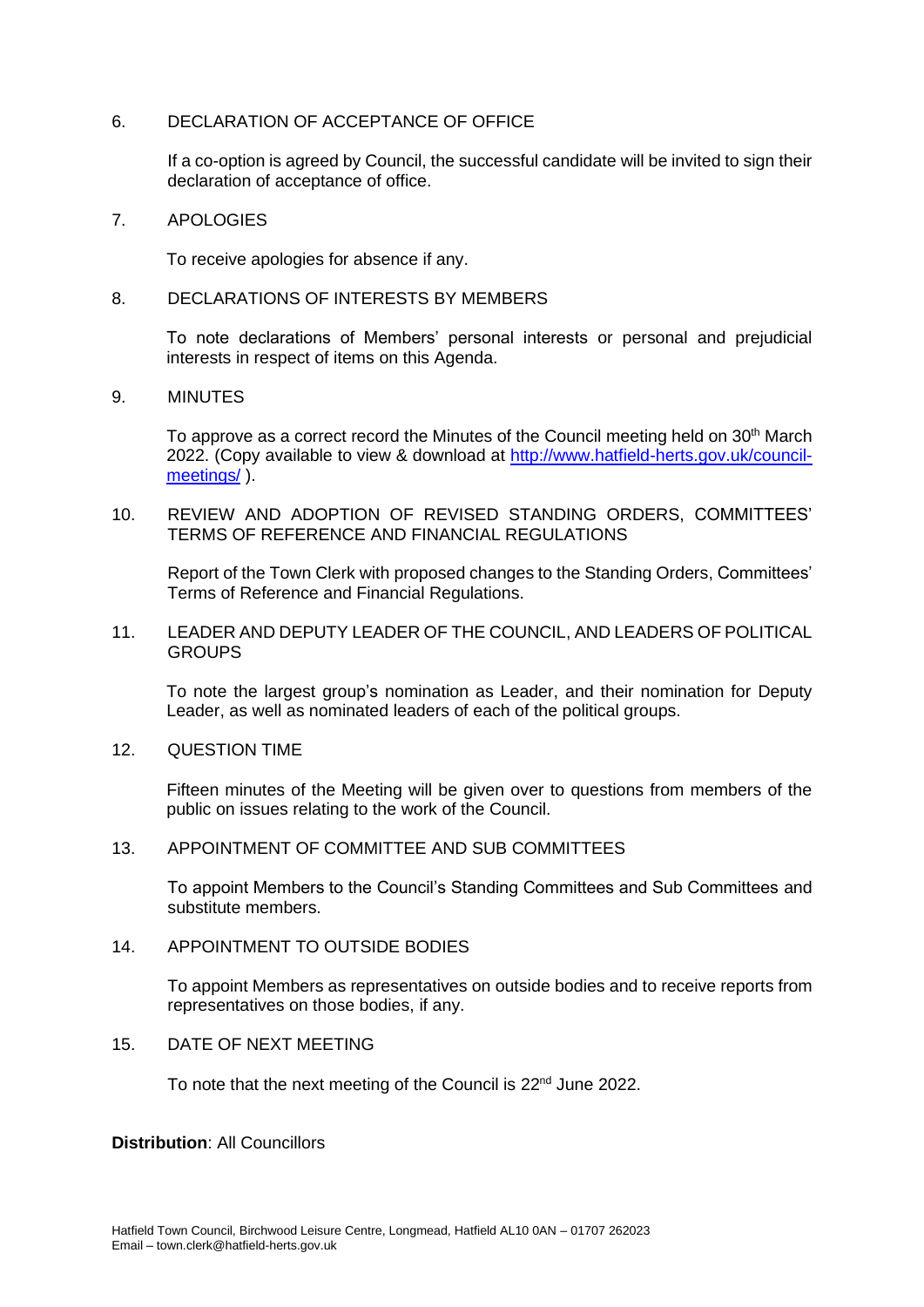6. DECLARATION OF ACCEPTANCE OF OFFICE

   If a co-option is agreed by Council, the successful candidate will be invited to sign their declaration of acceptance of office.

7. APOLOGIES

   To receive apologies for absence if any.

8. DECLARATIONS OF INTERESTS BY MEMBERS

   To note declarations of Members' personal interests or personal and prejudicial interests in respect of items on this Agenda.

9. MINUTES

   To approve as a correct record the Minutes of the Council meeting held on 30th March 2022. (Copy available to view & download at [http://www.hatfield-herts.gov.uk/council-meetings/](http://www.hatfield-herts.gov.uk/council-meetings/) ).

10. REVIEW AND ADOPTION OF REVISED STANDING ORDERS, COMMITTEES' TERMS OF REFERENCE AND FINANCIAL REGULATIONS

    Report of the Town Clerk with proposed changes to the Standing Orders, Committees' Terms of Reference and Financial Regulations.

11. LEADER AND DEPUTY LEADER OF THE COUNCIL, AND LEADERS OF POLITICAL GROUPS

    To note the largest group's nomination as Leader, and their nomination for Deputy Leader, as well as nominated leaders of each of the political groups.

12. QUESTION TIME

    Fifteen minutes of the Meeting will be given over to questions from members of the public on issues relating to the work of the Council.

13. APPOINTMENT OF COMMITTEE AND SUB COMMITTEES

    To appoint Members to the Council's Standing Committees and Sub Committees and substitute members.

14. APPOINTMENT TO OUTSIDE BODIES

    To appoint Members as representatives on outside bodies and to receive reports from representatives on those bodies, if any.

15. DATE OF NEXT MEETING

    To note that the next meeting of the Council is 22nd June 2022.

**Distribution**: All Councillors

Hatfield Town Council, Birchwood Leisure Centre, Longmead, Hatfield AL10 0AN – 01707 262023
Email – town.clerk@hatfield-herts.gov.uk